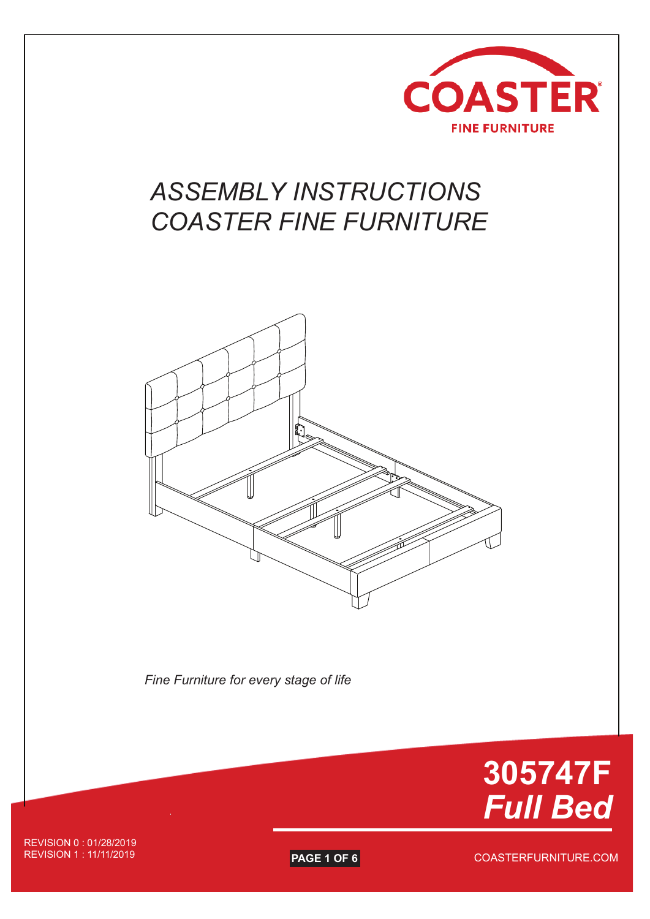COASTER

FINE FURNITURE

# ASSEMBLY INSTRUCTIONS
# COASTER FINE FURNITURE

*Fine Furniture for every stage of life*

## 305747F
## *Full Bed*

REVISION 0 : 01/28/2019
REVISION 1 : 11/11/2019

COASTERFURNITURE.COM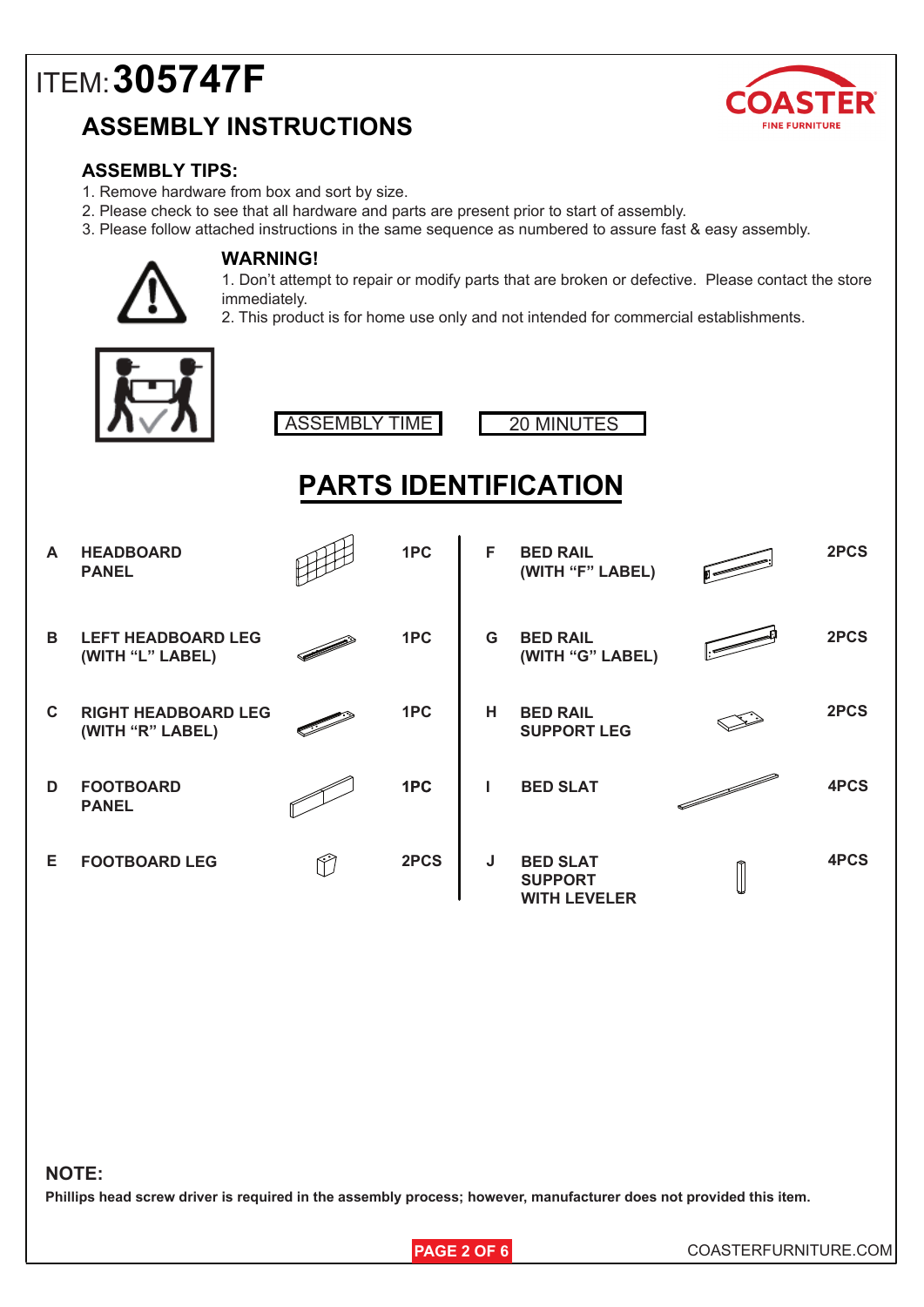ITEM: **305747F**

## ASSEMBLY INSTRUCTIONS

COASTER FINE FURNITURE

### ASSEMBLY TIPS:

1. Remove hardware from box and sort by size.
2. Please check to see that all hardware and parts are present prior to start of assembly.
3. Please follow attached instructions in the same sequence as numbered to assure fast & easy assembly.

**WARNING!**

1. Don’t attempt to repair or modify parts that are broken or defective. Please contact the store immediately.
2. This product is for home use only and not intended for commercial establishments.

| ASSEMBLY TIME | 20 MINUTES |
|---|---|

## PARTS IDENTIFICATION

| | Part | Qty | | Part | Qty |
|---|---|---|---|---|---|
| A | HEADBOARD PANEL | 1PC | F | BED RAIL (WITH “F” LABEL) | 2PCS |
| B | LEFT HEADBOARD LEG (WITH “L” LABEL) | 1PC | G | BED RAIL (WITH “G” LABEL) | 2PCS |
| C | RIGHT HEADBOARD LEG (WITH “R” LABEL) | 1PC | H | BED RAIL SUPPORT LEG | 2PCS |
| D | FOOTBOARD PANEL | 1PC | I | BED SLAT | 4PCS |
| E | FOOTBOARD LEG | 2PCS | J | BED SLAT SUPPORT WITH LEVELER | 4PCS |

**NOTE:**

**Phillips head screw driver is required in the assembly process; however, manufacturer does not provided this item.**

COASTERFURNITURE.COM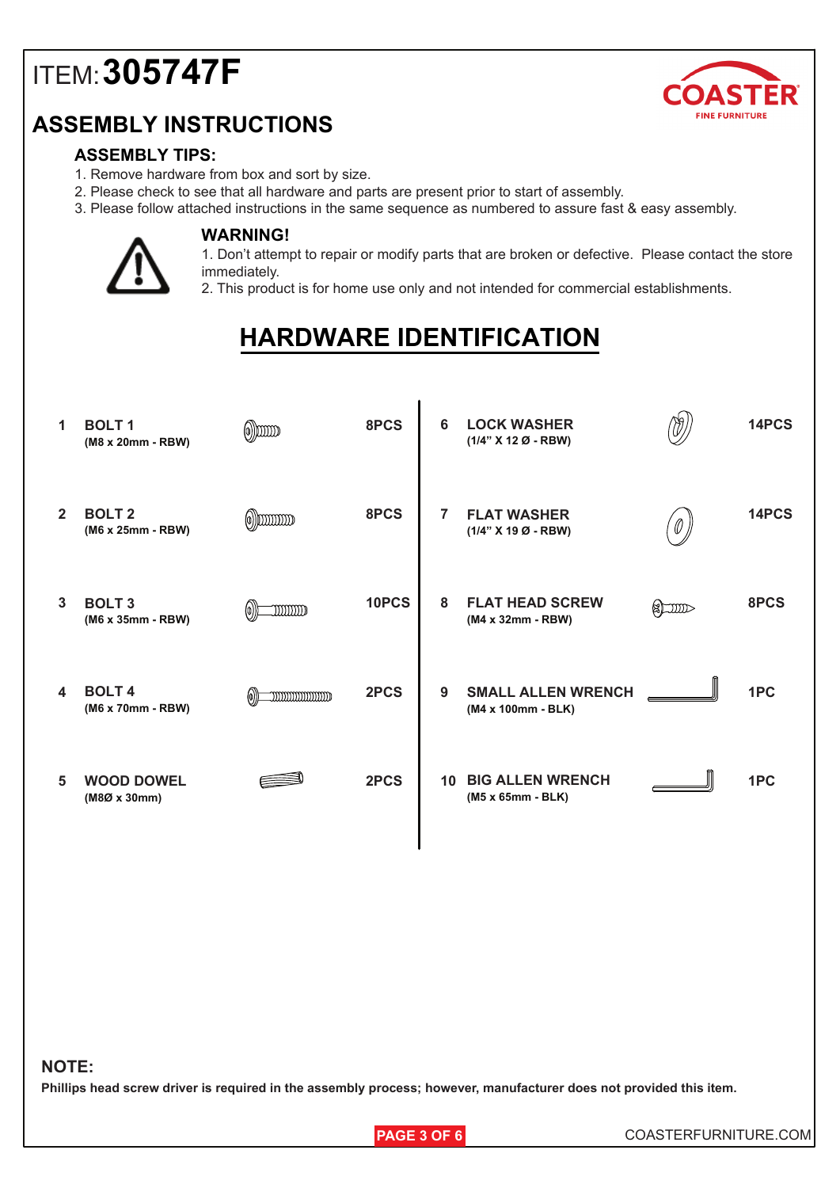# ITEM: **305747F**

COASTER FINE FURNITURE

## ASSEMBLY INSTRUCTIONS

### ASSEMBLY TIPS:

1. Remove hardware from box and sort by size.
2. Please check to see that all hardware and parts are present prior to start of assembly.
3. Please follow attached instructions in the same sequence as numbered to assure fast & easy assembly.

**WARNING!**

1. Don't attempt to repair or modify parts that are broken or defective. Please contact the store immediately.
2. This product is for home use only and not intended for commercial establishments.

## HARDWARE IDENTIFICATION

| No. | Item | Qty | No. | Item | Qty |
|---|---|---|---|---|---|
| 1 | **BOLT 1** (M8 x 20mm - RBW) | 8PCS | 6 | **LOCK WASHER** (1/4" X 12 Ø - RBW) | 14PCS |
| 2 | **BOLT 2** (M6 x 25mm - RBW) | 8PCS | 7 | **FLAT WASHER** (1/4" X 19 Ø - RBW) | 14PCS |
| 3 | **BOLT 3** (M6 x 35mm - RBW) | 10PCS | 8 | **FLAT HEAD SCREW** (M4 x 32mm - RBW) | 8PCS |
| 4 | **BOLT 4** (M6 x 70mm - RBW) | 2PCS | 9 | **SMALL ALLEN WRENCH** (M4 x 100mm - BLK) | 1PC |
| 5 | **WOOD DOWEL** (M8Ø x 30mm) | 2PCS | 10 | **BIG ALLEN WRENCH** (M5 x 65mm - BLK) | 1PC |

**NOTE:**

**Phillips head screw driver is required in the assembly process; however, manufacturer does not provided this item.**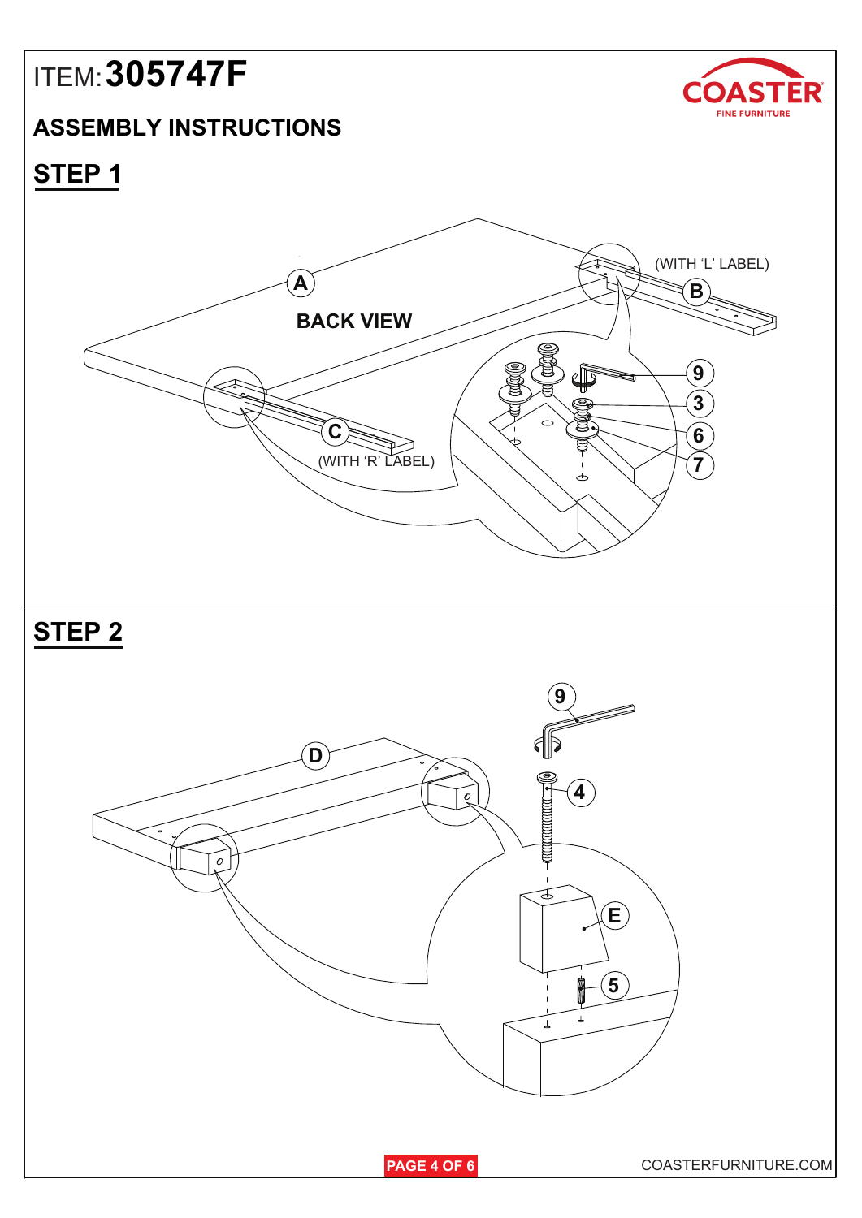# ITEM: 305747F

## ASSEMBLY INSTRUCTIONS

### STEP 1

A

BACK VIEW

(WITH 'L' LABEL)

B

C

(WITH 'R' LABEL)

9

3

6

7

### STEP 2

9

D

4

E

5

COASTERFURNITURE.COM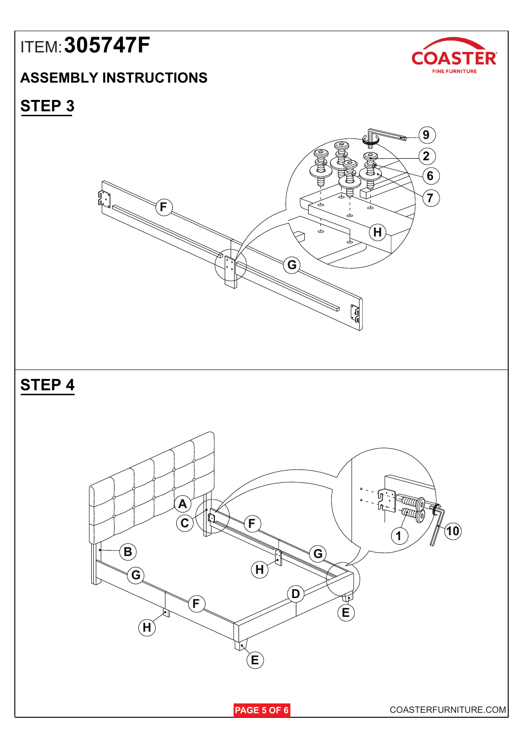ITEM: **305747F**

## ASSEMBLY INSTRUCTIONS

## STEP 3

## STEP 4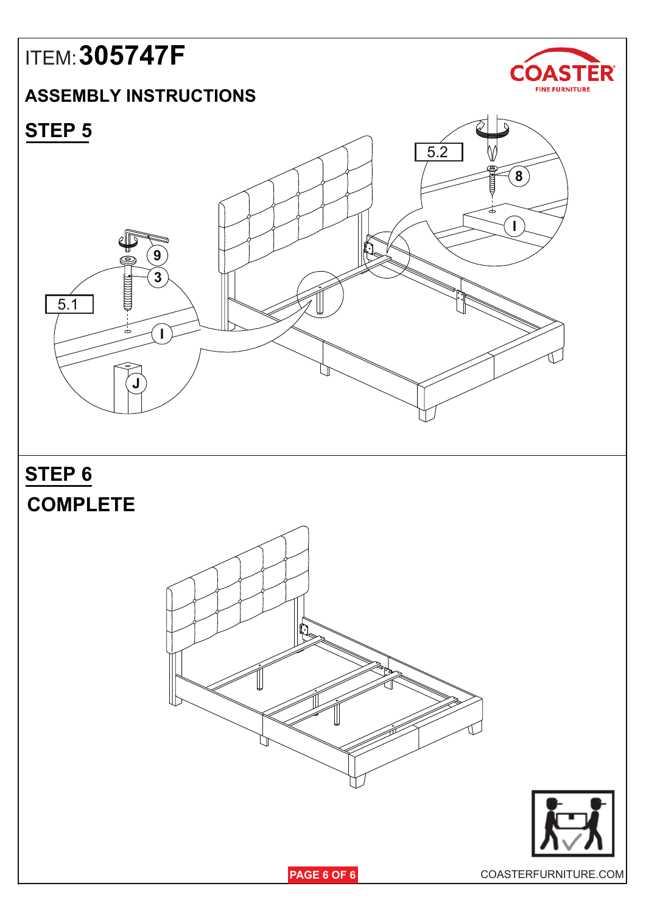ITEM: **305747F**

## ASSEMBLY INSTRUCTIONS

## STEP 5

5.1

9

3

I

J

5.2

8

I

## STEP 6

## COMPLETE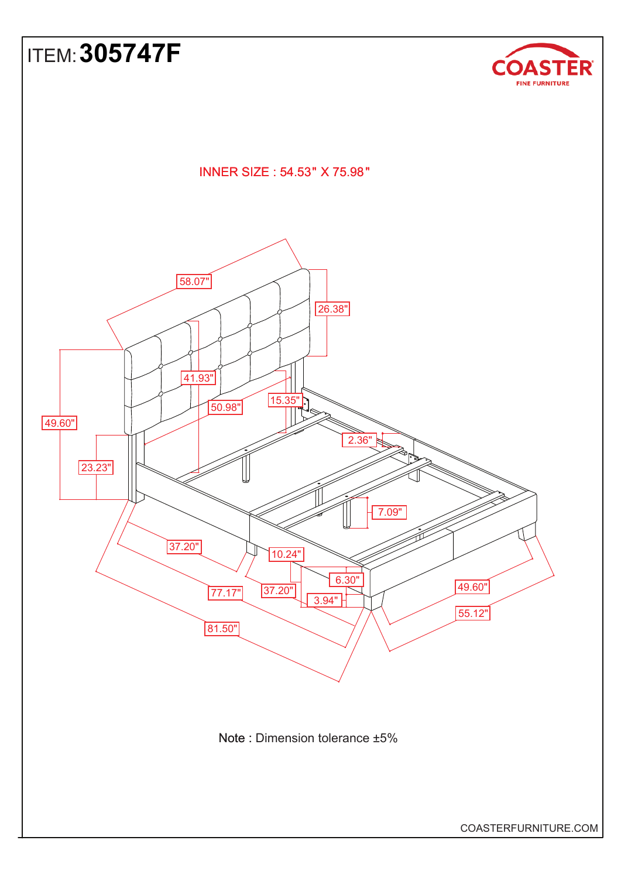# ITEM: 305747F

COASTER
FINE FURNITURE

INNER SIZE : 54.53" X 75.98"

58.07"
26.38"
41.93"
50.98"
15.35"
49.60"
2.36"
23.23"
7.09"
37.20"
10.24"
6.30"
37.20"
77.17"
3.94"
49.60"
55.12"
81.50"

Note : Dimension tolerance ±5%

COASTERFURNITURE.COM